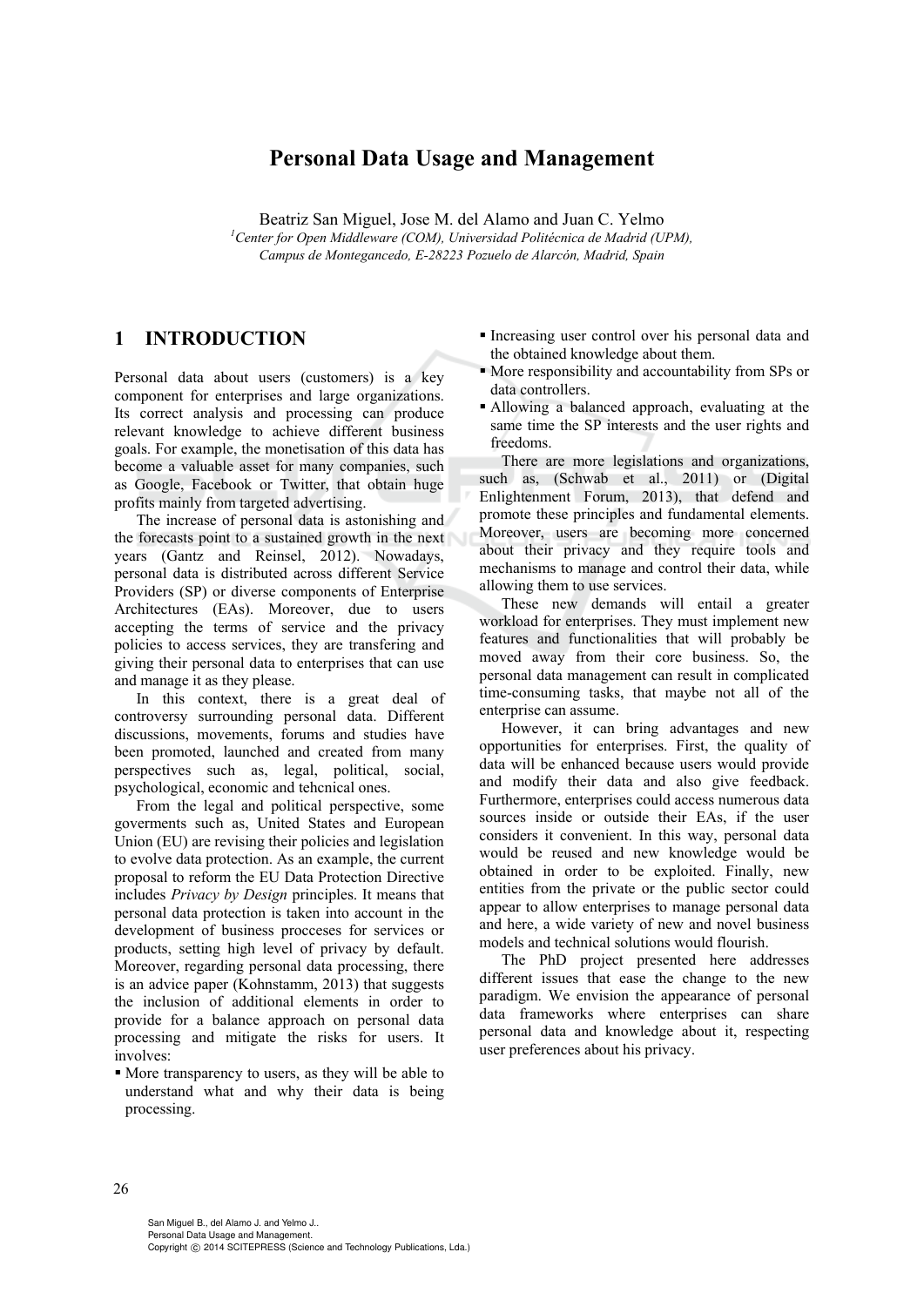# Personal Data Usage and Management

Beatriz San Miguel, Jose M. del Alamo and Juan C. Yelmo

[1]*Center for Open Middleware (COM), Universidad Politécnica de Madrid (UPM), Campus de Montegancedo, E-28223 Pozuelo de Alarcón, Madrid, Spain*

## 1 INTRODUCTION

Personal data about users (customers) is a key component for enterprises and large organizations. Its correct analysis and processing can produce relevant knowledge to achieve different business goals. For example, the monetisation of this data has become a valuable asset for many companies, such as Google, Facebook or Twitter, that obtain huge profits mainly from targeted advertising.

The increase of personal data is astonishing and the forecasts point to a sustained growth in the next years (Gantz and Reinsel, 2012). Nowadays, personal data is distributed across different Service Providers (SP) or diverse components of Enterprise Architectures (EAs). Moreover, due to users accepting the terms of service and the privacy policies to access services, they are transfering and giving their personal data to enterprises that can use and manage it as they please.

In this context, there is a great deal of controversy surrounding personal data. Different discussions, movements, forums and studies have been promoted, launched and created from many perspectives such as, legal, political, social, psychological, economic and tehcnical ones.

From the legal and political perspective, some goverments such as, United States and European Union (EU) are revising their policies and legislation to evolve data protection. As an example, the current proposal to reform the EU Data Protection Directive includes *Privacy by Design* principles. It means that personal data protection is taken into account in the development of business procceses for services or products, setting high level of privacy by default. Moreover, regarding personal data processing, there is an advice paper (Kohnstamm, 2013) that suggests the inclusion of additional elements in order to provide for a balance approach on personal data processing and mitigate the risks for users. It involves:

- More transparency to users, as they will be able to understand what and why their data is being processing.
- Increasing user control over his personal data and the obtained knowledge about them.
- More responsibility and accountability from SPs or data controllers.
- Allowing a balanced approach, evaluating at the same time the SP interests and the user rights and freedoms.

There are more legislations and organizations, such as, (Schwab et al., 2011) or (Digital Enlightenment Forum, 2013), that defend and promote these principles and fundamental elements. Moreover, users are becoming more concerned about their privacy and they require tools and mechanisms to manage and control their data, while allowing them to use services.

These new demands will entail a greater workload for enterprises. They must implement new features and functionalities that will probably be moved away from their core business. So, the personal data management can result in complicated time-consuming tasks, that maybe not all of the enterprise can assume.

However, it can bring advantages and new opportunities for enterprises. First, the quality of data will be enhanced because users would provide and modify their data and also give feedback. Furthermore, enterprises could access numerous data sources inside or outside their EAs, if the user considers it convenient. In this way, personal data would be reused and new knowledge would be obtained in order to be exploited. Finally, new entities from the private or the public sector could appear to allow enterprises to manage personal data and here, a wide variety of new and novel business models and technical solutions would flourish.

The PhD project presented here addresses different issues that ease the change to the new paradigm. We envision the appearance of personal data frameworks where enterprises can share personal data and knowledge about it, respecting user preferences about his privacy.

San Miguel B., del Alamo J. and Yelmo J..
Personal Data Usage and Management.
Copyright © 2014 SCITEPRESS (Science and Technology Publications, Lda.)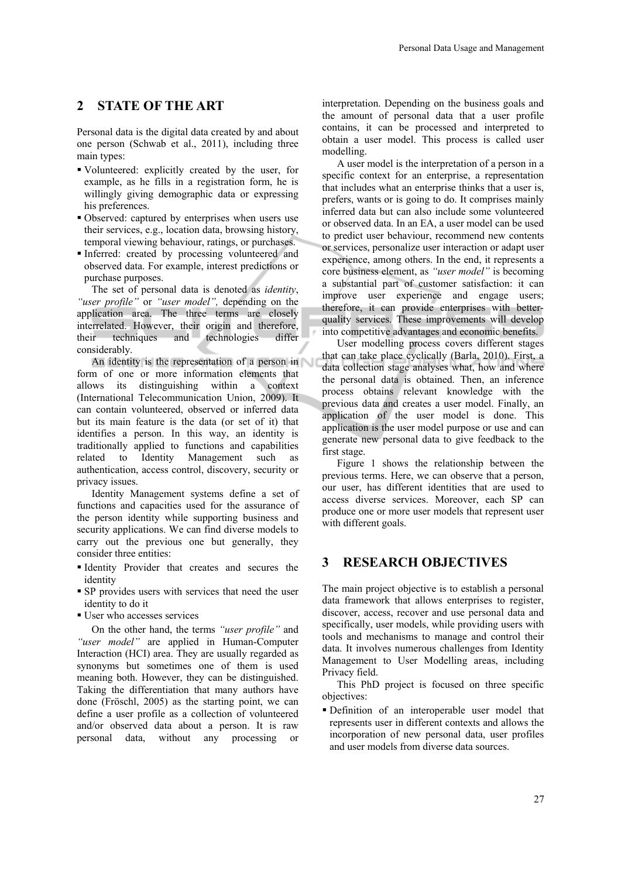## 2 STATE OF THE ART

Personal data is the digital data created by and about one person (Schwab et al., 2011), including three main types:

- Volunteered: explicitly created by the user, for example, as he fills in a registration form, he is willingly giving demographic data or expressing his preferences.
- Observed: captured by enterprises when users use their services, e.g., location data, browsing history, temporal viewing behaviour, ratings, or purchases.
- Inferred: created by processing volunteered and observed data. For example, interest predictions or purchase purposes.

The set of personal data is denoted as *identity*, *"user profile"* or *"user model"*, depending on the application area. The three terms are closely interrelated. However, their origin and therefore, their techniques and technologies differ considerably.

An identity is the representation of a person in form of one or more information elements that allows its distinguishing within a context (International Telecommunication Union, 2009). It can contain volunteered, observed or inferred data but its main feature is the data (or set of it) that identifies a person. In this way, an identity is traditionally applied to functions and capabilities related to Identity Management such as authentication, access control, discovery, security or privacy issues.

Identity Management systems define a set of functions and capacities used for the assurance of the person identity while supporting business and security applications. We can find diverse models to carry out the previous one but generally, they consider three entities:

- Identity Provider that creates and secures the identity
- SP provides users with services that need the user identity to do it
- User who accesses services

On the other hand, the terms *"user profile"* and *"user model"* are applied in Human-Computer Interaction (HCI) area. They are usually regarded as synonyms but sometimes one of them is used meaning both. However, they can be distinguished. Taking the differentiation that many authors have done (Fröschl, 2005) as the starting point, we can define a user profile as a collection of volunteered and/or observed data about a person. It is raw personal data, without any processing or interpretation. Depending on the business goals and the amount of personal data that a user profile contains, it can be processed and interpreted to obtain a user model. This process is called user modelling.

A user model is the interpretation of a person in a specific context for an enterprise, a representation that includes what an enterprise thinks that a user is, prefers, wants or is going to do. It comprises mainly inferred data but can also include some volunteered or observed data. In an EA, a user model can be used to predict user behaviour, recommend new contents or services, personalize user interaction or adapt user experience, among others. In the end, it represents a core business element, as *"user model"* is becoming a substantial part of customer satisfaction: it can improve user experience and engage users; therefore, it can provide enterprises with better-quality services. These improvements will develop into competitive advantages and economic benefits.

User modelling process covers different stages that can take place cyclically (Barla, 2010). First, a data collection stage analyses what, how and where the personal data is obtained. Then, an inference process obtains relevant knowledge with the previous data and creates a user model. Finally, an application of the user model is done. This application is the user model purpose or use and can generate new personal data to give feedback to the first stage.

Figure 1 shows the relationship between the previous terms. Here, we can observe that a person, our user, has different identities that are used to access diverse services. Moreover, each SP can produce one or more user models that represent user with different goals.

## 3 RESEARCH OBJECTIVES

The main project objective is to establish a personal data framework that allows enterprises to register, discover, access, recover and use personal data and specifically, user models, while providing users with tools and mechanisms to manage and control their data. It involves numerous challenges from Identity Management to User Modelling areas, including Privacy field.

This PhD project is focused on three specific objectives:

- Definition of an interoperable user model that represents user in different contexts and allows the incorporation of new personal data, user profiles and user models from diverse data sources.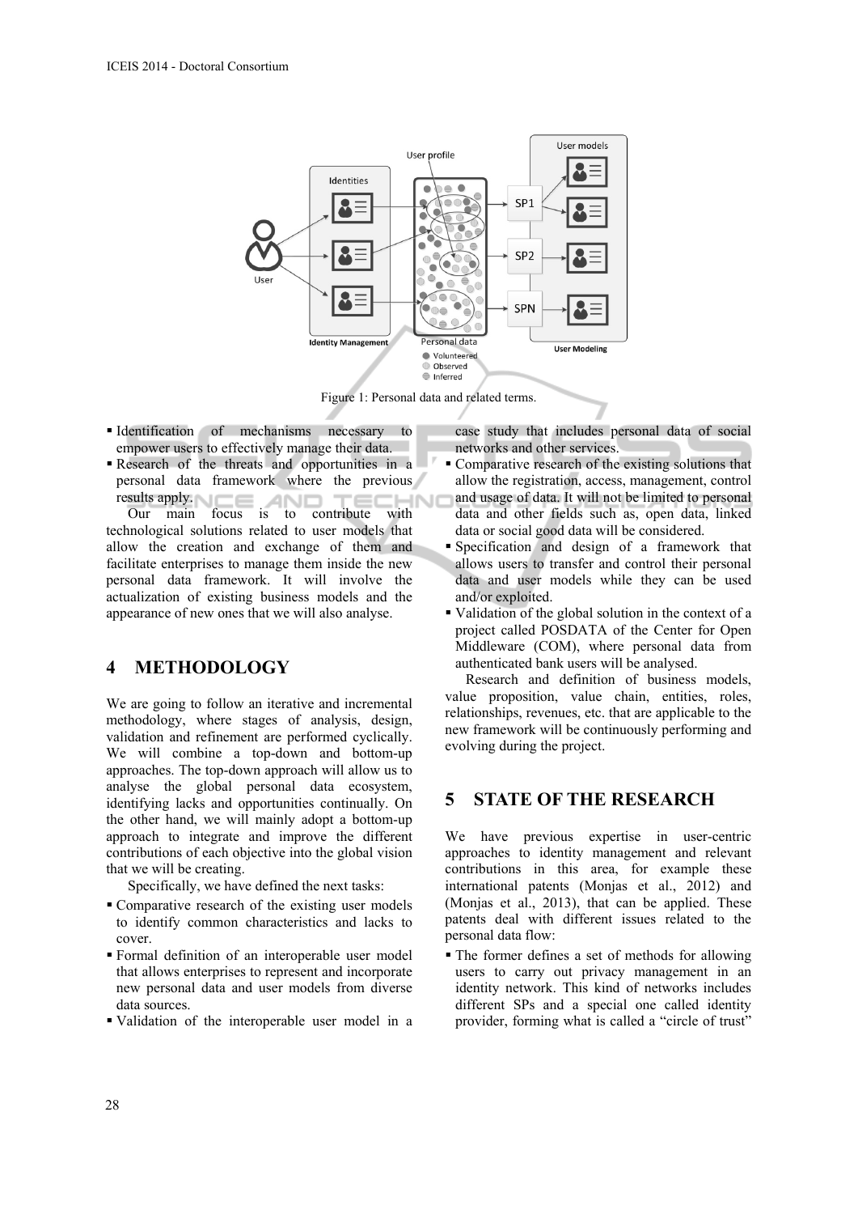Figure 1: Personal data and related terms.

- Identification of mechanisms necessary to empower users to effectively manage their data.
- Research of the threats and opportunities in a personal data framework where the previous results apply.

Our main focus is to contribute with technological solutions related to user models that allow the creation and exchange of them and facilitate enterprises to manage them inside the new personal data framework. It will involve the actualization of existing business models and the appearance of new ones that we will also analyse.

## 4 METHODOLOGY

We are going to follow an iterative and incremental methodology, where stages of analysis, design, validation and refinement are performed cyclically. We will combine a top-down and bottom-up approaches. The top-down approach will allow us to analyse the global personal data ecosystem, identifying lacks and opportunities continually. On the other hand, we will mainly adopt a bottom-up approach to integrate and improve the different contributions of each objective into the global vision that we will be creating.

Specifically, we have defined the next tasks:

- Comparative research of the existing user models to identify common characteristics and lacks to cover.
- Formal definition of an interoperable user model that allows enterprises to represent and incorporate new personal data and user models from diverse data sources.
- Validation of the interoperable user model in a case study that includes personal data of social networks and other services.
- Comparative research of the existing solutions that allow the registration, access, management, control and usage of data. It will not be limited to personal data and other fields such as, open data, linked data or social good data will be considered.
- Specification and design of a framework that allows users to transfer and control their personal data and user models while they can be used and/or exploited.
- Validation of the global solution in the context of a project called POSDATA of the Center for Open Middleware (COM), where personal data from authenticated bank users will be analysed.

Research and definition of business models, value proposition, value chain, entities, roles, relationships, revenues, etc. that are applicable to the new framework will be continuously performing and evolving during the project.

## 5 STATE OF THE RESEARCH

We have previous expertise in user-centric approaches to identity management and relevant contributions in this area, for example these international patents (Monjas et al., 2012) and (Monjas et al., 2013), that can be applied. These patents deal with different issues related to the personal data flow:

- The former defines a set of methods for allowing users to carry out privacy management in an identity network. This kind of networks includes different SPs and a special one called identity provider, forming what is called a "circle of trust"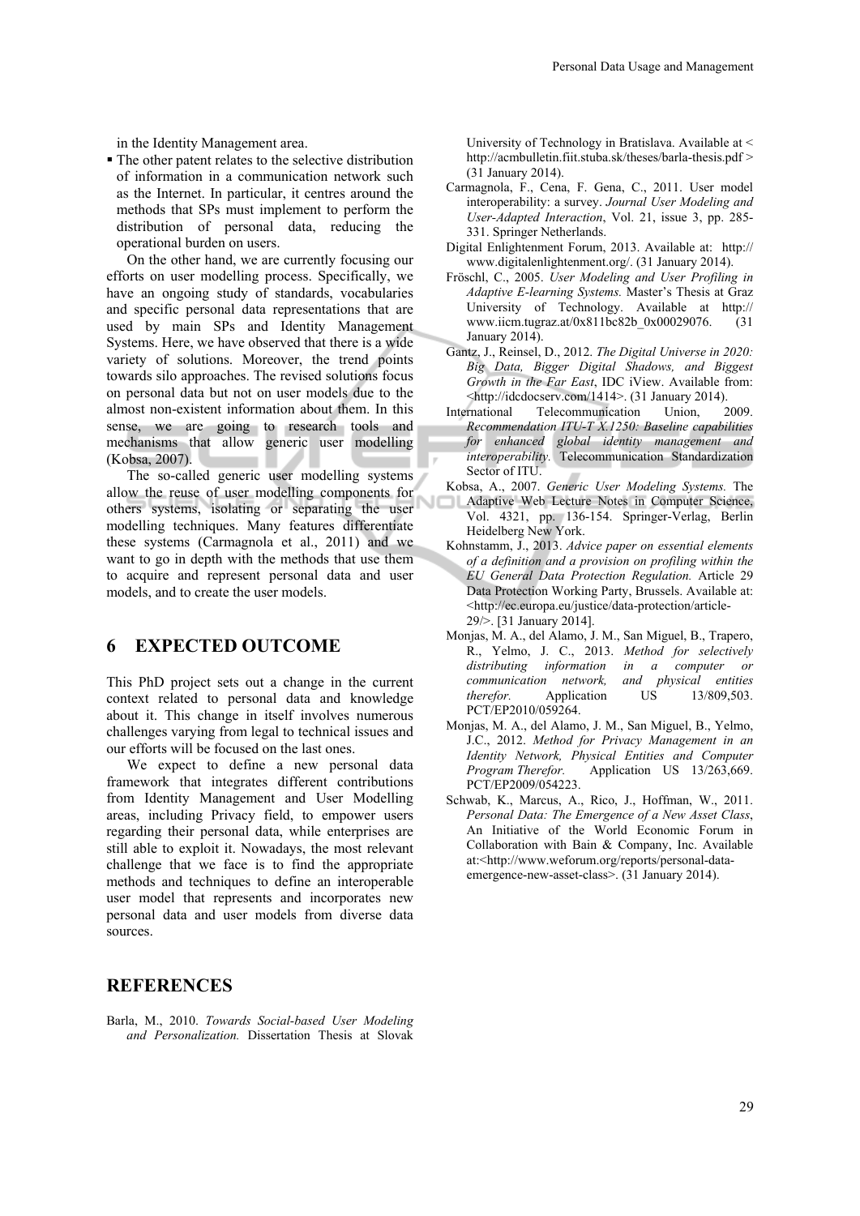in the Identity Management area.

- The other patent relates to the selective distribution of information in a communication network such as the Internet. In particular, it centres around the methods that SPs must implement to perform the distribution of personal data, reducing the operational burden on users.

On the other hand, we are currently focusing our efforts on user modelling process. Specifically, we have an ongoing study of standards, vocabularies and specific personal data representations that are used by main SPs and Identity Management Systems. Here, we have observed that there is a wide variety of solutions. Moreover, the trend points towards silo approaches. The revised solutions focus on personal data but not on user models due to the almost non-existent information about them. In this sense, we are going to research tools and mechanisms that allow generic user modelling (Kobsa, 2007).

The so-called generic user modelling systems allow the reuse of user modelling components for others systems, isolating or separating the user modelling techniques. Many features differentiate these systems (Carmagnola et al., 2011) and we want to go in depth with the methods that use them to acquire and represent personal data and user models, and to create the user models.

## 6 EXPECTED OUTCOME

This PhD project sets out a change in the current context related to personal data and knowledge about it. This change in itself involves numerous challenges varying from legal to technical issues and our efforts will be focused on the last ones.

We expect to define a new personal data framework that integrates different contributions from Identity Management and User Modelling areas, including Privacy field, to empower users regarding their personal data, while enterprises are still able to exploit it. Nowadays, the most relevant challenge that we face is to find the appropriate methods and techniques to define an interoperable user model that represents and incorporates new personal data and user models from diverse data sources.

## REFERENCES

Barla, M., 2010. *Towards Social-based User Modeling and Personalization.* Dissertation Thesis at Slovak University of Technology in Bratislava. Available at < http://acmbulletin.fiit.stuba.sk/theses/barla-thesis.pdf > (31 January 2014).

Carmagnola, F., Cena, F. Gena, C., 2011. User model interoperability: a survey. *Journal User Modeling and User-Adapted Interaction*, Vol. 21, issue 3, pp. 285-331. Springer Netherlands.

Digital Enlightenment Forum, 2013. Available at: http://www.digitalenlightenment.org/. (31 January 2014).

Fröschl, C., 2005. *User Modeling and User Profiling in Adaptive E-learning Systems.* Master's Thesis at Graz University of Technology. Available at http://www.iicm.tugraz.at/0x811bc82b_0x00029076. (31 January 2014).

Gantz, J., Reinsel, D., 2012. *The Digital Universe in 2020: Big Data, Bigger Digital Shadows, and Biggest Growth in the Far East*, IDC iView. Available from: <http://idcdocserv.com/1414>. (31 January 2014).

International Telecommunication Union, 2009. *Recommendation ITU-T X.1250: Baseline capabilities for enhanced global identity management and interoperability.* Telecommunication Standardization Sector of ITU.

Kobsa, A., 2007. *Generic User Modeling Systems.* The Adaptive Web Lecture Notes in Computer Science, Vol. 4321, pp. 136-154. Springer-Verlag, Berlin Heidelberg New York.

Kohnstamm, J., 2013. *Advice paper on essential elements of a definition and a provision on profiling within the EU General Data Protection Regulation.* Article 29 Data Protection Working Party, Brussels. Available at: <http://ec.europa.eu/justice/data-protection/article-29/>. [31 January 2014].

Monjas, M. A., del Alamo, J. M., San Miguel, B., Trapero, R., Yelmo, J. C., 2013. *Method for selectively distributing information in a computer or communication network, and physical entities therefor.* Application US 13/809,503. PCT/EP2010/059264.

Monjas, M. A., del Alamo, J. M., San Miguel, B., Yelmo, J.C., 2012. *Method for Privacy Management in an Identity Network, Physical Entities and Computer Program Therefor.* Application US 13/263,669. PCT/EP2009/054223.

Schwab, K., Marcus, A., Rico, J., Hoffman, W., 2011. *Personal Data: The Emergence of a New Asset Class*, An Initiative of the World Economic Forum in Collaboration with Bain & Company, Inc. Available at:<http://www.weforum.org/reports/personal-data-emergence-new-asset-class>. (31 January 2014).